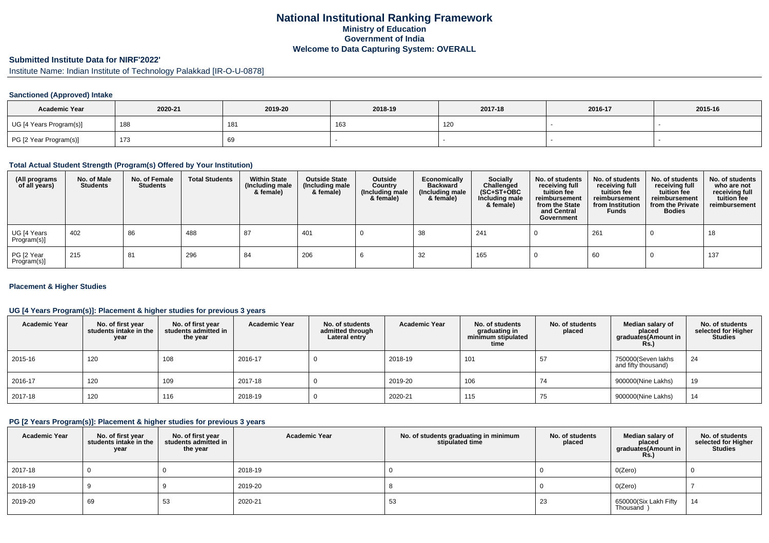# National Institutional Ranking Framework
## Ministry of Education
## Government of India
## Welcome to Data Capturing System: OVERALL

### Submitted Institute Data for NIRF'2022'

Institute Name: Indian Institute of Technology Palakkad [IR-O-U-0878]

#### Sanctioned (Approved) Intake

| Academic Year | 2020-21 | 2019-20 | 2018-19 | 2017-18 | 2016-17 | 2015-16 |
|---|---|---|---|---|---|---|
| UG [4 Years Program(s)] | 188 | 181 | 163 | 120 | - | - |
| PG [2 Year Program(s)] | 173 | 69 | - | - | - | - |

#### Total Actual Student Strength (Program(s) Offered by Your Institution)

| (All programs of all years) | No. of Male Students | No. of Female Students | Total Students | Within State (Including male & female) | Outside State (Including male & female) | Outside Country (Including male & female) | Economically Backward (Including male & female) | Socially Challenged (SC+ST+OBC Including male & female) | No. of students receiving full tuition fee reimbursement from the State and Central Government | No. of students receiving full tuition fee reimbursement from Institution Funds | No. of students receiving full tuition fee reimbursement from the Private Bodies | No. of students who are not receiving full tuition fee reimbursement |
|---|---|---|---|---|---|---|---|---|---|---|---|---|
| UG [4 Years Program(s)] | 402 | 86 | 488 | 87 | 401 | 0 | 38 | 241 | 0 | 261 | 0 | 18 |
| PG [2 Year Program(s)] | 215 | 81 | 296 | 84 | 206 | 6 | 32 | 165 | 0 | 60 | 0 | 137 |

#### Placement & Higher Studies

#### UG [4 Years Program(s)]: Placement & higher studies for previous 3 years

| Academic Year | No. of first year students intake in the year | No. of first year students admitted in the year | Academic Year | No. of students admitted through Lateral entry | Academic Year | No. of students graduating in minimum stipulated time | No. of students placed | Median salary of placed graduates(Amount in Rs.) | No. of students selected for Higher Studies |
|---|---|---|---|---|---|---|---|---|---|
| 2015-16 | 120 | 108 | 2016-17 | 0 | 2018-19 | 101 | 57 | 750000(Seven lakhs and fifty thousand) | 24 |
| 2016-17 | 120 | 109 | 2017-18 | 0 | 2019-20 | 106 | 74 | 900000(Nine Lakhs) | 19 |
| 2017-18 | 120 | 116 | 2018-19 | 0 | 2020-21 | 115 | 75 | 900000(Nine Lakhs) | 14 |

#### PG [2 Years Program(s)]: Placement & higher studies for previous 3 years

| Academic Year | No. of first year students intake in the year | No. of first year students admitted in the year | Academic Year | No. of students graduating in minimum stipulated time | No. of students placed | Median salary of placed graduates(Amount in Rs.) | No. of students selected for Higher Studies |
|---|---|---|---|---|---|---|---|
| 2017-18 | 0 | 0 | 2018-19 | 0 | 0 | 0(Zero) | 0 |
| 2018-19 | 9 | 9 | 2019-20 | 8 | 0 | 0(Zero) | 7 |
| 2019-20 | 69 | 53 | 2020-21 | 53 | 23 | 650000(Six Lakh Fifty Thousand ) | 14 |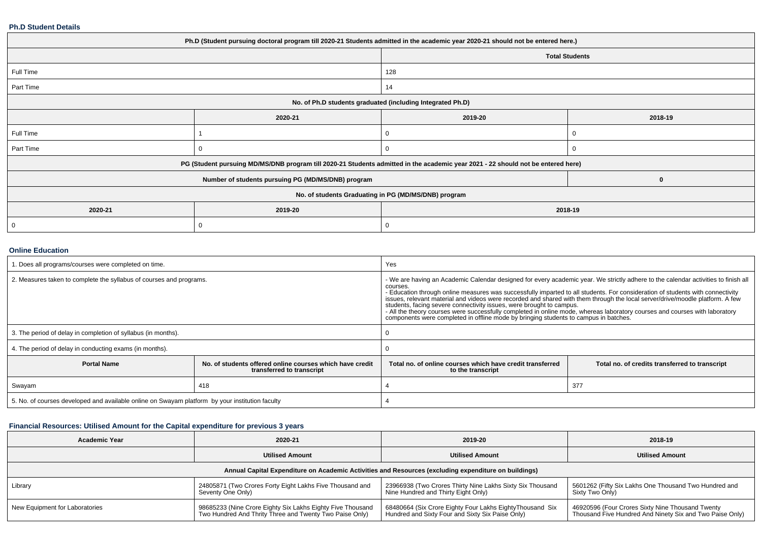### Ph.D Student Details

| Ph.D (Student pursuing doctoral program till 2020-21 Students admitted in the academic year 2020-21 should not be entered here.) | | | |
|---|---|---|---|
| | | Total Students | |
| Full Time | | 128 | |
| Part Time | | 14 | |
| No. of Ph.D students graduated (including Integrated Ph.D) | | | |
| | 2020-21 | 2019-20 | 2018-19 |
| Full Time | 1 | 0 | 0 |
| Part Time | 0 | 0 | 0 |
| PG (Student pursuing MD/MS/DNB program till 2020-21 Students admitted in the academic year 2021 - 22 should not be entered here) | | | |
| Number of students pursuing PG (MD/MS/DNB) program | | | 0 |
| No. of students Graduating in PG (MD/MS/DNB) program | | | |
| 2020-21 | 2019-20 | 2018-19 | |
| 0 | 0 | 0 | |

### Online Education

| 1. Does all programs/courses were completed on time. | | Yes | |
|---|---|---|---|
| 2. Measures taken to complete the syllabus of courses and programs. | | - We are having an Academic Calendar designed for every academic year. We strictly adhere to the calendar activities to finish all courses.<br>- Education through online measures was successfully imparted to all students. For consideration of students with connectivity issues, relevant material and videos were recorded and shared with them through the local server/drive/moodle platform. A few students, facing severe connectivity issues, were brought to campus.<br>- All the theory courses were successfully completed in online mode, whereas laboratory courses and courses with laboratory components were completed in offline mode by bringing students to campus in batches. | |
| 3. The period of delay in completion of syllabus (in months). | | 0 | |
| 4. The period of delay in conducting exams (in months). | | 0 | |
| **Portal Name** | **No. of students offered online courses which have credit transferred to transcript** | **Total no. of online courses which have credit transferred to the transcript** | **Total no. of credits transferred to transcript** |
| Swayam | 418 | 4 | 377 |
| 5. No. of courses developed and available online on Swayam platform by your institution faculty | | 4 | |

### Financial Resources: Utilised Amount for the Capital expenditure for previous 3 years

| Academic Year | 2020-21 | 2019-20 | 2018-19 |
|---|---|---|---|
| | Utilised Amount | Utilised Amount | Utilised Amount |
| Annual Capital Expenditure on Academic Activities and Resources (excluding expenditure on buildings) | | | |
| Library | 24805871 (Two Crores Forty Eight Lakhs Five Thousand and Seventy One Only) | 23966938 (Two Crores Thirty Nine Lakhs Sixty Six Thousand Nine Hundred and Thirty Eight Only) | 5601262 (Fifty Six Lakhs One Thousand Two Hundred and Sixty Two Only) |
| New Equipment for Laboratories | 98685233 (Nine Crore Eighty Six Lakhs Eighty Five Thousand Two Hundred And Thrity Three and Twenty Two Paise Only) | 68480664 (Six Crore Eighty Four Lakhs EightyThousand Six Hundred and Sixty Four and Sixty Six Paise Only) | 46920596 (Four Crores Sixty Nine Thousand Twenty Thousand Five Hundred And Ninety Six and Two Paise Only) |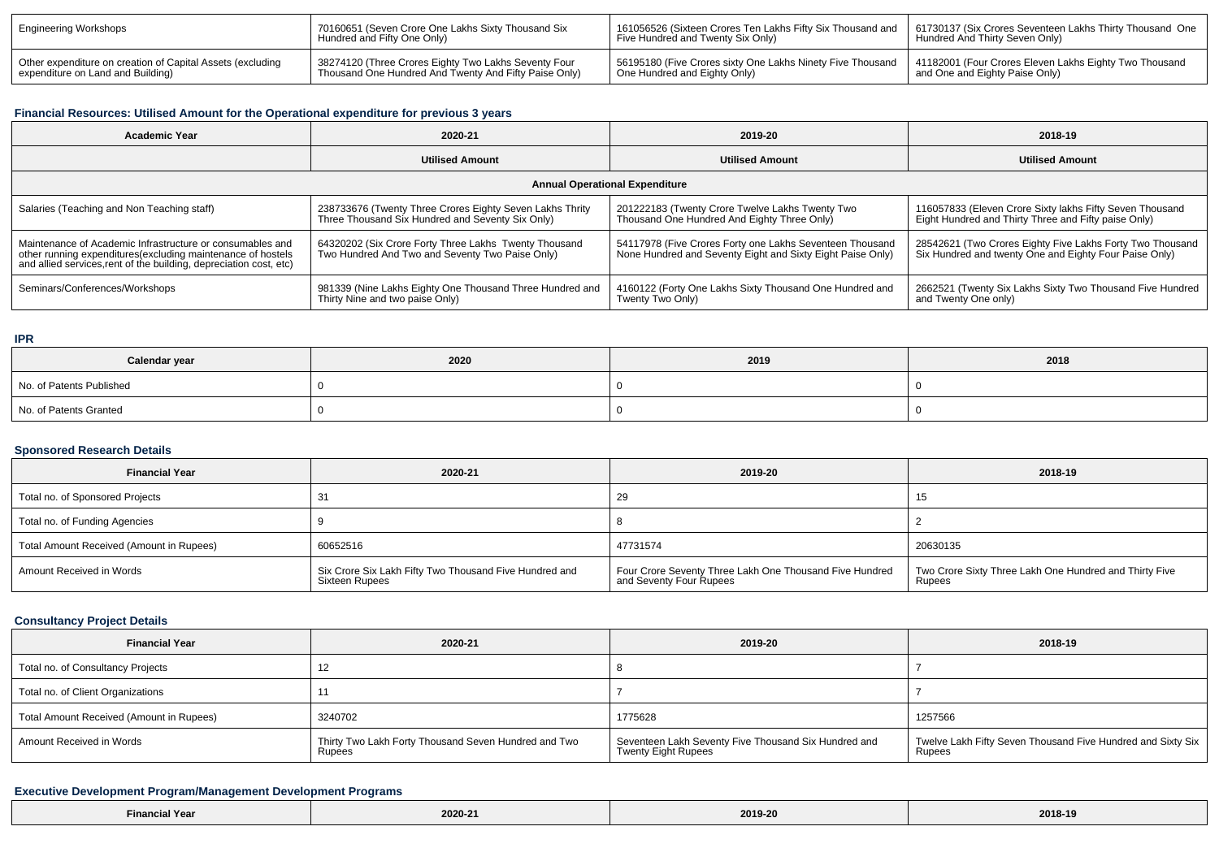| Engineering Workshops | 70160651 (Seven Crore One Lakhs Sixty Thousand Six Hundred and Fifty One Only) | 161056526 (Sixteen Crores Ten Lakhs Fifty Six Thousand and Five Hundred and Twenty Six Only) | 61730137 (Six Crores Seventeen Lakhs Thirty Thousand One Hundred And Thirty Seven Only) |
|---|---|---|---|
| Other expenditure on creation of Capital Assets (excluding expenditure on Land and Building) | 38274120 (Three Crores Eighty Two Lakhs Seventy Four Thousand One Hundred And Twenty And Fifty Paise Only) | 56195180 (Five Crores sixty One Lakhs Ninety Five Thousand One Hundred and Eighty Only) | 41182001 (Four Crores Eleven Lakhs Eighty Two Thousand and One and Eighty Paise Only) |

### Financial Resources: Utilised Amount for the Operational expenditure for previous 3 years

| Academic Year | 2020-21 | 2019-20 | 2018-19 |
|---|---|---|---|
| | Utilised Amount | Utilised Amount | Utilised Amount |
| Annual Operational Expenditure | | | |
| Salaries (Teaching and Non Teaching staff) | 238733676 (Twenty Three Crores Eighty Seven Lakhs Thrity Three Thousand Six Hundred and Seventy Six Only) | 201222183 (Twenty Crore Twelve Lakhs Twenty Two Thousand One Hundred And Eighty Three Only) | 116057833 (Eleven Crore Sixty lakhs Fifty Seven Thousand Eight Hundred and Thirty Three and Fifty paise Only) |
| Maintenance of Academic Infrastructure or consumables and other running expenditures(excluding maintenance of hostels and allied services,rent of the building, depreciation cost, etc) | 64320202 (Six Crore Forty Three Lakhs Twenty Thousand Two Hundred And Two and Seventy Two Paise Only) | 54117978 (Five Crores Forty one Lakhs Seventeen Thousand None Hundred and Seventy Eight and Sixty Eight Paise Only) | 28542621 (Two Crores Eighty Five Lakhs Forty Two Thousand Six Hundred and twenty One and Eighty Four Paise Only) |
| Seminars/Conferences/Workshops | 981339 (Nine Lakhs Eighty One Thousand Three Hundred and Thirty Nine and two paise Only) | 4160122 (Forty One Lakhs Sixty Thousand One Hundred and Twenty Two Only) | 2662521 (Twenty Six Lakhs Sixty Two Thousand Five Hundred and Twenty One only) |

### IPR

| Calendar year | 2020 | 2019 | 2018 |
|---|---|---|---|
| No. of Patents Published | 0 | 0 | 0 |
| No. of Patents Granted | 0 | 0 | 0 |

### Sponsored Research Details

| Financial Year | 2020-21 | 2019-20 | 2018-19 |
|---|---|---|---|
| Total no. of Sponsored Projects | 31 | 29 | 15 |
| Total no. of Funding Agencies | 9 | 8 | 2 |
| Total Amount Received (Amount in Rupees) | 60652516 | 47731574 | 20630135 |
| Amount Received in Words | Six Crore Six Lakh Fifty Two Thousand Five Hundred and Sixteen Rupees | Four Crore Seventy Three Lakh One Thousand Five Hundred and Seventy Four Rupees | Two Crore Sixty Three Lakh One Hundred and Thirty Five Rupees |

### Consultancy Project Details

| Financial Year | 2020-21 | 2019-20 | 2018-19 |
|---|---|---|---|
| Total no. of Consultancy Projects | 12 | 8 | 7 |
| Total no. of Client Organizations | 11 | 7 | 7 |
| Total Amount Received (Amount in Rupees) | 3240702 | 1775628 | 1257566 |
| Amount Received in Words | Thirty Two Lakh Forty Thousand Seven Hundred and Two Rupees | Seventeen Lakh Seventy Five Thousand Six Hundred and Twenty Eight Rupees | Twelve Lakh Fifty Seven Thousand Five Hundred and Sixty Six Rupees |

### Executive Development Program/Management Development Programs

| Financial Year | 2020-21 | 2019-20 | 2018-19 |
|---|---|---|---|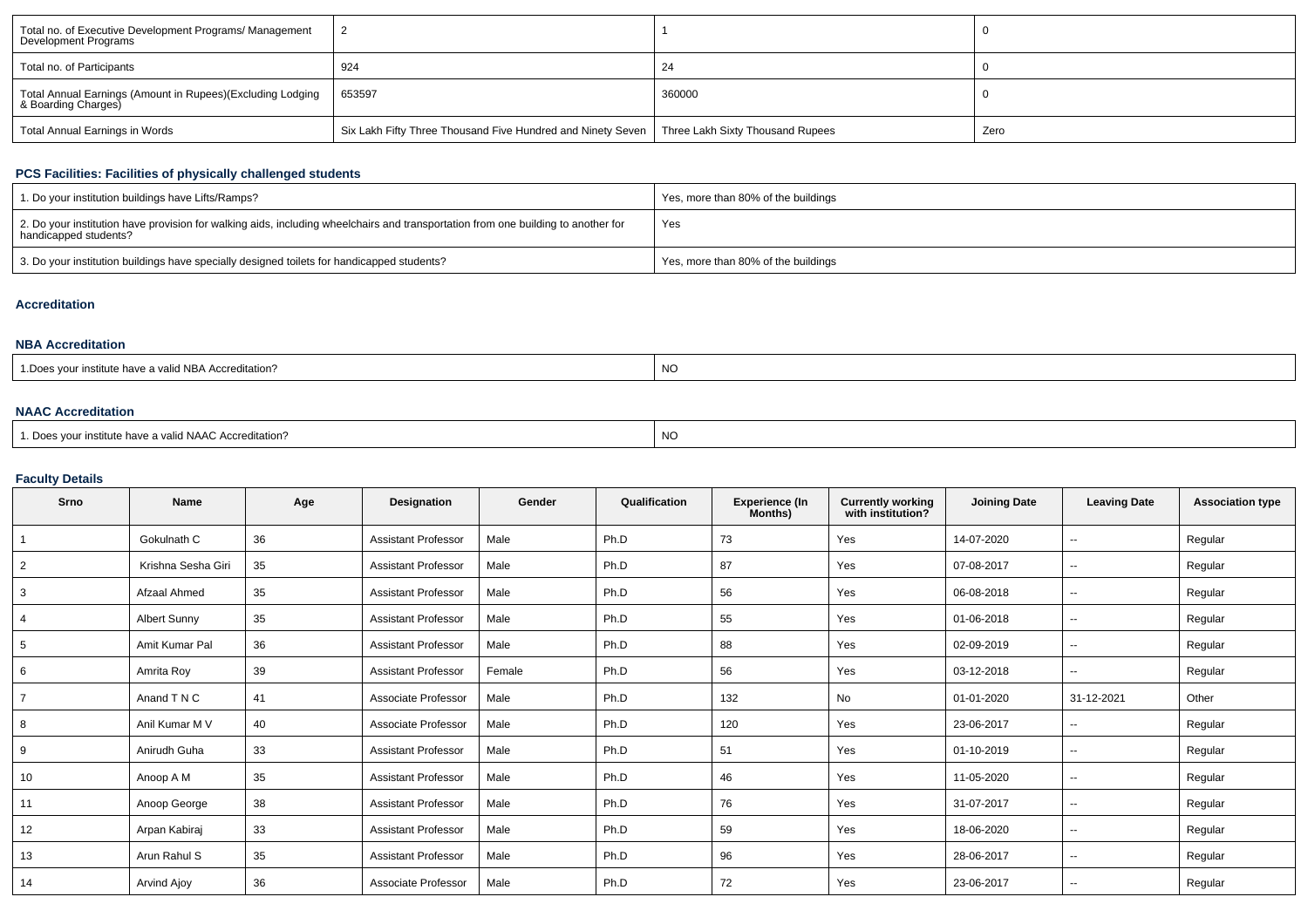| Total no. of Executive Development Programs/ Management Development Programs | 2 | 1 | 0 |
|---|---|---|---|
| Total no. of Participants | 924 | 24 | 0 |
| Total Annual Earnings (Amount in Rupees)(Excluding Lodging & Boarding Charges) | 653597 | 360000 | 0 |
| Total Annual Earnings in Words | Six Lakh Fifty Three Thousand Five Hundred and Ninety Seven | Three Lakh Sixty Thousand Rupees | Zero |

### PCS Facilities: Facilities of physically challenged students

| 1. Do your institution buildings have Lifts/Ramps? | Yes, more than 80% of the buildings |
|---|---|
| 2. Do your institution have provision for walking aids, including wheelchairs and transportation from one building to another for handicapped students? | Yes |
| 3. Do your institution buildings have specially designed toilets for handicapped students? | Yes, more than 80% of the buildings |

### Accreditation

### NBA Accreditation

| 1.Does your institute have a valid NBA Accreditation? | NO |
|---|---|

### NAAC Accreditation

| 1. Does your institute have a valid NAAC Accreditation? | NO |
|---|---|

### Faculty Details

| Srno | Name | Age | Designation | Gender | Qualification | Experience (In Months) | Currently working with institution? | Joining Date | Leaving Date | Association type |
|---|---|---|---|---|---|---|---|---|---|---|
| 1 | Gokulnath C | 36 | Assistant Professor | Male | Ph.D | 73 | Yes | 14-07-2020 | -- | Regular |
| 2 | Krishna Sesha Giri | 35 | Assistant Professor | Male | Ph.D | 87 | Yes | 07-08-2017 | -- | Regular |
| 3 | Afzaal Ahmed | 35 | Assistant Professor | Male | Ph.D | 56 | Yes | 06-08-2018 | -- | Regular |
| 4 | Albert Sunny | 35 | Assistant Professor | Male | Ph.D | 55 | Yes | 01-06-2018 | -- | Regular |
| 5 | Amit Kumar Pal | 36 | Assistant Professor | Male | Ph.D | 88 | Yes | 02-09-2019 | -- | Regular |
| 6 | Amrita Roy | 39 | Assistant Professor | Female | Ph.D | 56 | Yes | 03-12-2018 | -- | Regular |
| 7 | Anand T N C | 41 | Associate Professor | Male | Ph.D | 132 | No | 01-01-2020 | 31-12-2021 | Other |
| 8 | Anil Kumar M V | 40 | Associate Professor | Male | Ph.D | 120 | Yes | 23-06-2017 | -- | Regular |
| 9 | Anirudh Guha | 33 | Assistant Professor | Male | Ph.D | 51 | Yes | 01-10-2019 | -- | Regular |
| 10 | Anoop A M | 35 | Assistant Professor | Male | Ph.D | 46 | Yes | 11-05-2020 | -- | Regular |
| 11 | Anoop George | 38 | Assistant Professor | Male | Ph.D | 76 | Yes | 31-07-2017 | -- | Regular |
| 12 | Arpan Kabiraj | 33 | Assistant Professor | Male | Ph.D | 59 | Yes | 18-06-2020 | -- | Regular |
| 13 | Arun Rahul S | 35 | Assistant Professor | Male | Ph.D | 96 | Yes | 28-06-2017 | -- | Regular |
| 14 | Arvind Ajoy | 36 | Associate Professor | Male | Ph.D | 72 | Yes | 23-06-2017 | -- | Regular |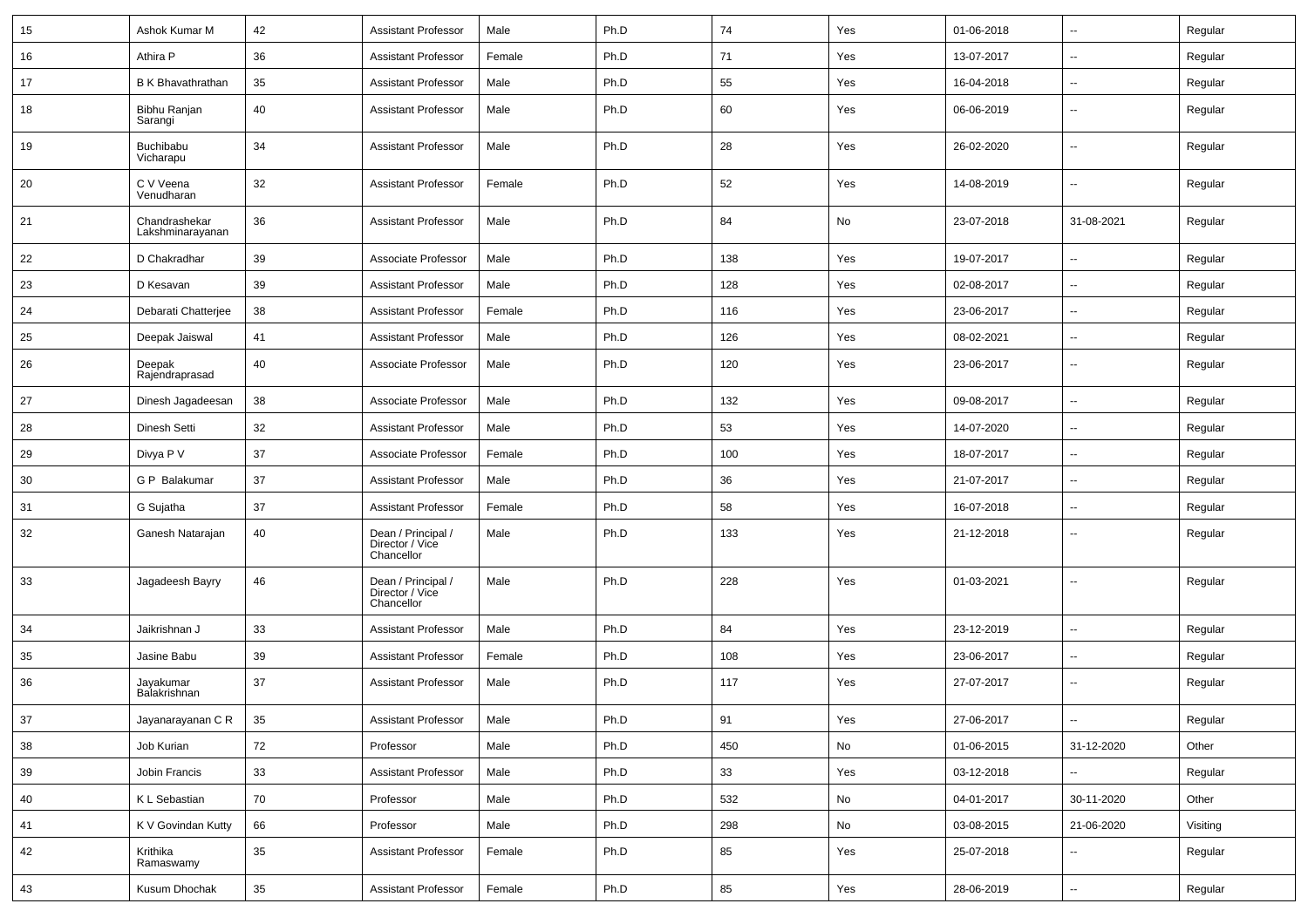| 15 | Ashok Kumar M | 42 | Assistant Professor | Male | Ph.D | 74 | Yes | 01-06-2018 | -- | Regular |
|---|---|---|---|---|---|---|---|---|---|---|
| 16 | Athira P | 36 | Assistant Professor | Female | Ph.D | 71 | Yes | 13-07-2017 | -- | Regular |
| 17 | B K Bhavathrathan | 35 | Assistant Professor | Male | Ph.D | 55 | Yes | 16-04-2018 | -- | Regular |
| 18 | Bibhu Ranjan Sarangi | 40 | Assistant Professor | Male | Ph.D | 60 | Yes | 06-06-2019 | -- | Regular |
| 19 | Buchibabu Vicharapu | 34 | Assistant Professor | Male | Ph.D | 28 | Yes | 26-02-2020 | -- | Regular |
| 20 | C V Veena Venudharan | 32 | Assistant Professor | Female | Ph.D | 52 | Yes | 14-08-2019 | -- | Regular |
| 21 | Chandrashekar Lakshminarayanan | 36 | Assistant Professor | Male | Ph.D | 84 | No | 23-07-2018 | 31-08-2021 | Regular |
| 22 | D Chakradhar | 39 | Associate Professor | Male | Ph.D | 138 | Yes | 19-07-2017 | -- | Regular |
| 23 | D Kesavan | 39 | Assistant Professor | Male | Ph.D | 128 | Yes | 02-08-2017 | -- | Regular |
| 24 | Debarati Chatterjee | 38 | Assistant Professor | Female | Ph.D | 116 | Yes | 23-06-2017 | -- | Regular |
| 25 | Deepak Jaiswal | 41 | Assistant Professor | Male | Ph.D | 126 | Yes | 08-02-2021 | -- | Regular |
| 26 | Deepak Rajendraprasad | 40 | Associate Professor | Male | Ph.D | 120 | Yes | 23-06-2017 | -- | Regular |
| 27 | Dinesh Jagadeesan | 38 | Associate Professor | Male | Ph.D | 132 | Yes | 09-08-2017 | -- | Regular |
| 28 | Dinesh Setti | 32 | Assistant Professor | Male | Ph.D | 53 | Yes | 14-07-2020 | -- | Regular |
| 29 | Divya P V | 37 | Associate Professor | Female | Ph.D | 100 | Yes | 18-07-2017 | -- | Regular |
| 30 | G P Balakumar | 37 | Assistant Professor | Male | Ph.D | 36 | Yes | 21-07-2017 | -- | Regular |
| 31 | G Sujatha | 37 | Assistant Professor | Female | Ph.D | 58 | Yes | 16-07-2018 | -- | Regular |
| 32 | Ganesh Natarajan | 40 | Dean / Principal / Director / Vice Chancellor | Male | Ph.D | 133 | Yes | 21-12-2018 | -- | Regular |
| 33 | Jagadeesh Bayry | 46 | Dean / Principal / Director / Vice Chancellor | Male | Ph.D | 228 | Yes | 01-03-2021 | -- | Regular |
| 34 | Jaikrishnan J | 33 | Assistant Professor | Male | Ph.D | 84 | Yes | 23-12-2019 | -- | Regular |
| 35 | Jasine Babu | 39 | Assistant Professor | Female | Ph.D | 108 | Yes | 23-06-2017 | -- | Regular |
| 36 | Jayakumar Balakrishnan | 37 | Assistant Professor | Male | Ph.D | 117 | Yes | 27-07-2017 | -- | Regular |
| 37 | Jayanarayanan C R | 35 | Assistant Professor | Male | Ph.D | 91 | Yes | 27-06-2017 | -- | Regular |
| 38 | Job Kurian | 72 | Professor | Male | Ph.D | 450 | No | 01-06-2015 | 31-12-2020 | Other |
| 39 | Jobin Francis | 33 | Assistant Professor | Male | Ph.D | 33 | Yes | 03-12-2018 | -- | Regular |
| 40 | K L Sebastian | 70 | Professor | Male | Ph.D | 532 | No | 04-01-2017 | 30-11-2020 | Other |
| 41 | K V Govindan Kutty | 66 | Professor | Male | Ph.D | 298 | No | 03-08-2015 | 21-06-2020 | Visiting |
| 42 | Krithika Ramaswamy | 35 | Assistant Professor | Female | Ph.D | 85 | Yes | 25-07-2018 | -- | Regular |
| 43 | Kusum Dhochak | 35 | Assistant Professor | Female | Ph.D | 85 | Yes | 28-06-2019 | -- | Regular |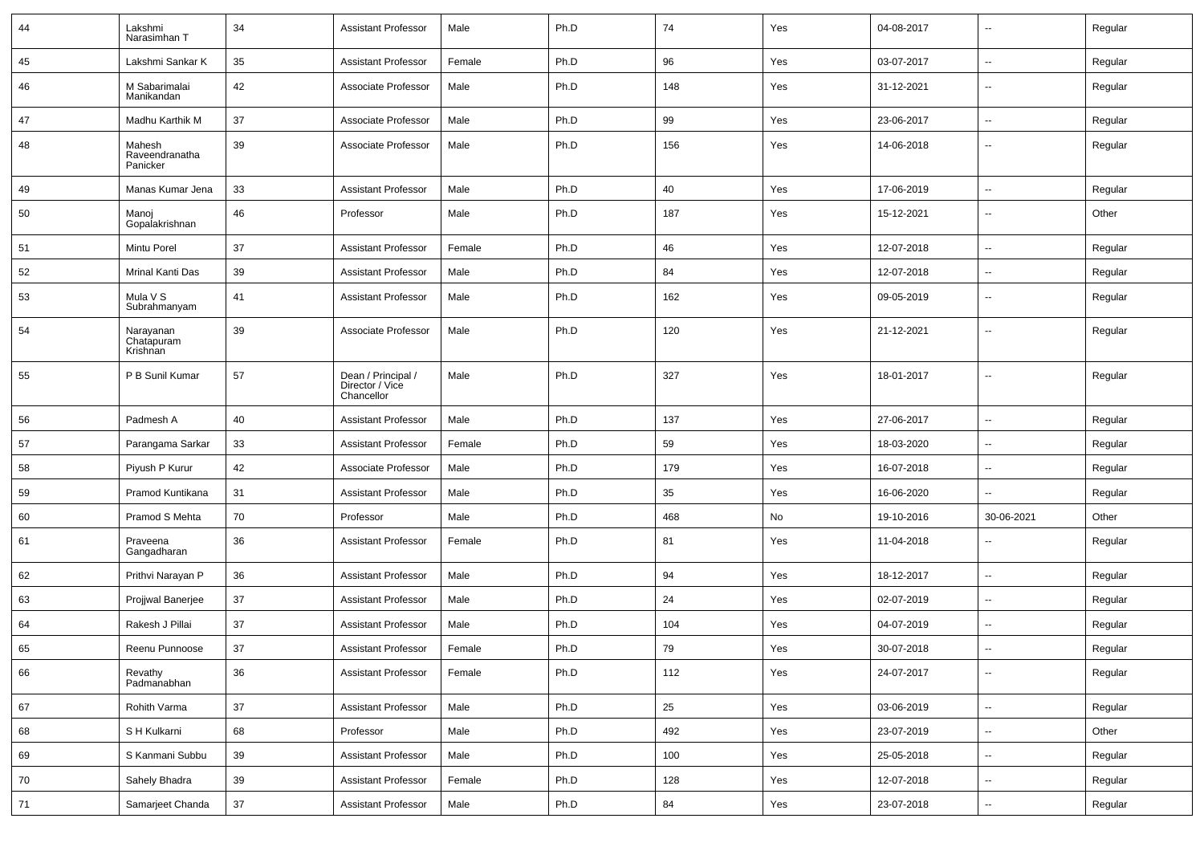| 44 | Lakshmi Narasimhan T | 34 | Assistant Professor | Male | Ph.D | 74 | Yes | 04-08-2017 | -- | Regular |
|---|---|---|---|---|---|---|---|---|---|---|
| 45 | Lakshmi Sankar K | 35 | Assistant Professor | Female | Ph.D | 96 | Yes | 03-07-2017 | -- | Regular |
| 46 | M Sabarimalai Manikandan | 42 | Associate Professor | Male | Ph.D | 148 | Yes | 31-12-2021 | -- | Regular |
| 47 | Madhu Karthik M | 37 | Associate Professor | Male | Ph.D | 99 | Yes | 23-06-2017 | -- | Regular |
| 48 | Mahesh Raveendranatha Panicker | 39 | Associate Professor | Male | Ph.D | 156 | Yes | 14-06-2018 | -- | Regular |
| 49 | Manas Kumar Jena | 33 | Assistant Professor | Male | Ph.D | 40 | Yes | 17-06-2019 | -- | Regular |
| 50 | Manoj Gopalakrishnan | 46 | Professor | Male | Ph.D | 187 | Yes | 15-12-2021 | -- | Other |
| 51 | Mintu Porel | 37 | Assistant Professor | Female | Ph.D | 46 | Yes | 12-07-2018 | -- | Regular |
| 52 | Mrinal Kanti Das | 39 | Assistant Professor | Male | Ph.D | 84 | Yes | 12-07-2018 | -- | Regular |
| 53 | Mula V S Subrahmanyam | 41 | Assistant Professor | Male | Ph.D | 162 | Yes | 09-05-2019 | -- | Regular |
| 54 | Narayanan Chatapuram Krishnan | 39 | Associate Professor | Male | Ph.D | 120 | Yes | 21-12-2021 | -- | Regular |
| 55 | P B Sunil Kumar | 57 | Dean / Principal / Director / Vice Chancellor | Male | Ph.D | 327 | Yes | 18-01-2017 | -- | Regular |
| 56 | Padmesh A | 40 | Assistant Professor | Male | Ph.D | 137 | Yes | 27-06-2017 | -- | Regular |
| 57 | Parangama Sarkar | 33 | Assistant Professor | Female | Ph.D | 59 | Yes | 18-03-2020 | -- | Regular |
| 58 | Piyush P Kurur | 42 | Associate Professor | Male | Ph.D | 179 | Yes | 16-07-2018 | -- | Regular |
| 59 | Pramod Kuntikana | 31 | Assistant Professor | Male | Ph.D | 35 | Yes | 16-06-2020 | -- | Regular |
| 60 | Pramod S Mehta | 70 | Professor | Male | Ph.D | 468 | No | 19-10-2016 | 30-06-2021 | Other |
| 61 | Praveena Gangadharan | 36 | Assistant Professor | Female | Ph.D | 81 | Yes | 11-04-2018 | -- | Regular |
| 62 | Prithvi Narayan P | 36 | Assistant Professor | Male | Ph.D | 94 | Yes | 18-12-2017 | -- | Regular |
| 63 | Projjwal Banerjee | 37 | Assistant Professor | Male | Ph.D | 24 | Yes | 02-07-2019 | -- | Regular |
| 64 | Rakesh J Pillai | 37 | Assistant Professor | Male | Ph.D | 104 | Yes | 04-07-2019 | -- | Regular |
| 65 | Reenu Punnoose | 37 | Assistant Professor | Female | Ph.D | 79 | Yes | 30-07-2018 | -- | Regular |
| 66 | Revathy Padmanabhan | 36 | Assistant Professor | Female | Ph.D | 112 | Yes | 24-07-2017 | -- | Regular |
| 67 | Rohith Varma | 37 | Assistant Professor | Male | Ph.D | 25 | Yes | 03-06-2019 | -- | Regular |
| 68 | S H Kulkarni | 68 | Professor | Male | Ph.D | 492 | Yes | 23-07-2019 | -- | Other |
| 69 | S Kanmani Subbu | 39 | Assistant Professor | Male | Ph.D | 100 | Yes | 25-05-2018 | -- | Regular |
| 70 | Sahely Bhadra | 39 | Assistant Professor | Female | Ph.D | 128 | Yes | 12-07-2018 | -- | Regular |
| 71 | Samarjeet Chanda | 37 | Assistant Professor | Male | Ph.D | 84 | Yes | 23-07-2018 | -- | Regular |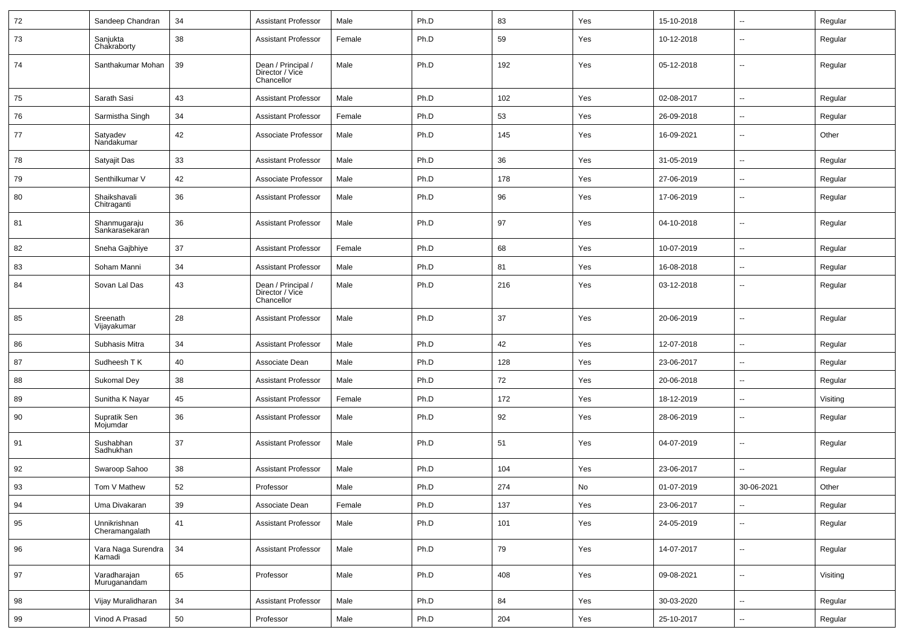| 72 | Sandeep Chandran | 34 | Assistant Professor | Male | Ph.D | 83 | Yes | 15-10-2018 | -- | Regular |
|---|---|---|---|---|---|---|---|---|---|---|
| 73 | Sanjukta Chakraborty | 38 | Assistant Professor | Female | Ph.D | 59 | Yes | 10-12-2018 | -- | Regular |
| 74 | Santhakumar Mohan | 39 | Dean / Principal / Director / Vice Chancellor | Male | Ph.D | 192 | Yes | 05-12-2018 | -- | Regular |
| 75 | Sarath Sasi | 43 | Assistant Professor | Male | Ph.D | 102 | Yes | 02-08-2017 | -- | Regular |
| 76 | Sarmistha Singh | 34 | Assistant Professor | Female | Ph.D | 53 | Yes | 26-09-2018 | -- | Regular |
| 77 | Satyadev Nandakumar | 42 | Associate Professor | Male | Ph.D | 145 | Yes | 16-09-2021 | -- | Other |
| 78 | Satyajit Das | 33 | Assistant Professor | Male | Ph.D | 36 | Yes | 31-05-2019 | -- | Regular |
| 79 | Senthilkumar V | 42 | Associate Professor | Male | Ph.D | 178 | Yes | 27-06-2019 | -- | Regular |
| 80 | Shaikshavali Chitraganti | 36 | Assistant Professor | Male | Ph.D | 96 | Yes | 17-06-2019 | -- | Regular |
| 81 | Shanmugaraju Sankarasekaran | 36 | Assistant Professor | Male | Ph.D | 97 | Yes | 04-10-2018 | -- | Regular |
| 82 | Sneha Gajbhiye | 37 | Assistant Professor | Female | Ph.D | 68 | Yes | 10-07-2019 | -- | Regular |
| 83 | Soham Manni | 34 | Assistant Professor | Male | Ph.D | 81 | Yes | 16-08-2018 | -- | Regular |
| 84 | Sovan Lal Das | 43 | Dean / Principal / Director / Vice Chancellor | Male | Ph.D | 216 | Yes | 03-12-2018 | -- | Regular |
| 85 | Sreenath Vijayakumar | 28 | Assistant Professor | Male | Ph.D | 37 | Yes | 20-06-2019 | -- | Regular |
| 86 | Subhasis Mitra | 34 | Assistant Professor | Male | Ph.D | 42 | Yes | 12-07-2018 | -- | Regular |
| 87 | Sudheesh T K | 40 | Associate Dean | Male | Ph.D | 128 | Yes | 23-06-2017 | -- | Regular |
| 88 | Sukomal Dey | 38 | Assistant Professor | Male | Ph.D | 72 | Yes | 20-06-2018 | -- | Regular |
| 89 | Sunitha K Nayar | 45 | Assistant Professor | Female | Ph.D | 172 | Yes | 18-12-2019 | -- | Visiting |
| 90 | Supratik Sen Mojumdar | 36 | Assistant Professor | Male | Ph.D | 92 | Yes | 28-06-2019 | -- | Regular |
| 91 | Sushabhan Sadhukhan | 37 | Assistant Professor | Male | Ph.D | 51 | Yes | 04-07-2019 | -- | Regular |
| 92 | Swaroop Sahoo | 38 | Assistant Professor | Male | Ph.D | 104 | Yes | 23-06-2017 | -- | Regular |
| 93 | Tom V Mathew | 52 | Professor | Male | Ph.D | 274 | No | 01-07-2019 | 30-06-2021 | Other |
| 94 | Uma Divakaran | 39 | Associate Dean | Female | Ph.D | 137 | Yes | 23-06-2017 | -- | Regular |
| 95 | Unnikrishnan Cheramangalath | 41 | Assistant Professor | Male | Ph.D | 101 | Yes | 24-05-2019 | -- | Regular |
| 96 | Vara Naga Surendra Kamadi | 34 | Assistant Professor | Male | Ph.D | 79 | Yes | 14-07-2017 | -- | Regular |
| 97 | Varadharajan Muruganandam | 65 | Professor | Male | Ph.D | 408 | Yes | 09-08-2021 | -- | Visiting |
| 98 | Vijay Muralidharan | 34 | Assistant Professor | Male | Ph.D | 84 | Yes | 30-03-2020 | -- | Regular |
| 99 | Vinod A Prasad | 50 | Professor | Male | Ph.D | 204 | Yes | 25-10-2017 | -- | Regular |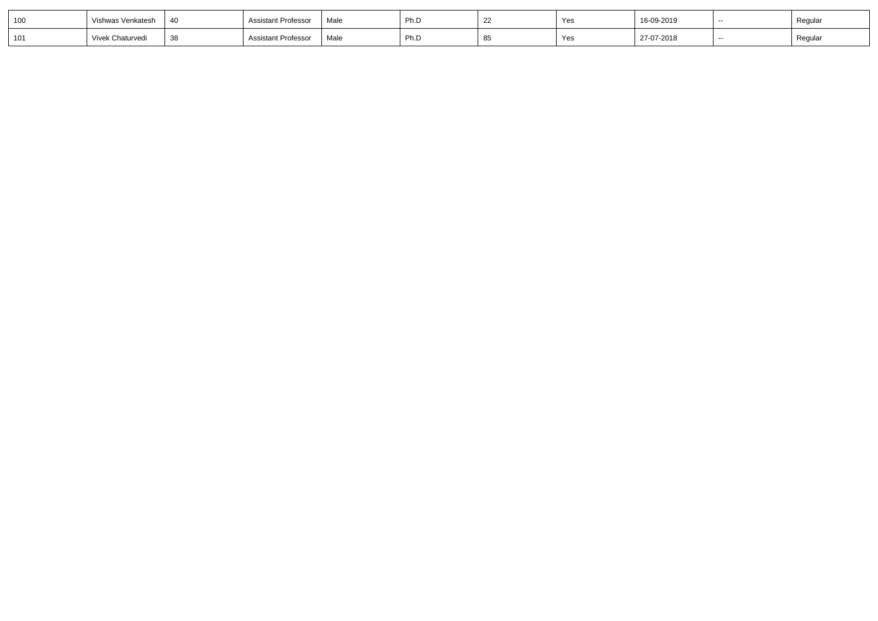| | | | | | | | | | | |
|---|---|---|---|---|---|---|---|---|---|---|
| 100 | Vishwas Venkatesh | 40 | Assistant Professor | Male | Ph.D | 22 | Yes | 16-09-2019 | -- | Regular |
| 101 | Vivek Chaturvedi | 38 | Assistant Professor | Male | Ph.D | 85 | Yes | 27-07-2018 | -- | Regular |